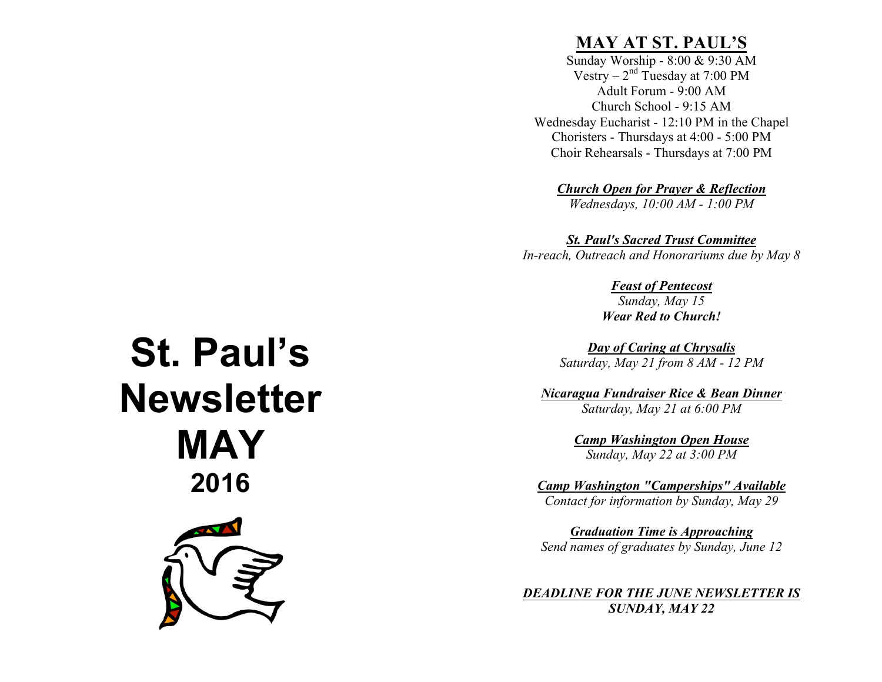# St. Paul's Newsletter MAY 2016

## MAY AT ST. PAUL'S

Sunday Worship - 8:00 & 9:30 AM
Vestry – 2nd Tuesday at 7:00 PM
Adult Forum - 9:00 AM
Church School - 9:15 AM
Wednesday Eucharist - 12:10 PM in the Chapel
Choristers - Thursdays at 4:00 - 5:00 PM
Choir Rehearsals - Thursdays at 7:00 PM

***Church Open for Prayer & Reflection***
*Wednesdays, 10:00 AM - 1:00 PM*

***St. Paul's Sacred Trust Committee***
*In-reach, Outreach and Honorariums due by May 8*

***Feast of Pentecost***
*Sunday, May 15*
***Wear Red to Church!***

***Day of Caring at Chrysalis***
*Saturday, May 21 from 8 AM - 12 PM*

***Nicaragua Fundraiser Rice & Bean Dinner***
*Saturday, May 21 at 6:00 PM*

***Camp Washington Open House***
*Sunday, May 22 at 3:00 PM*

***Camp Washington "Camperships" Available***
*Contact for information by Sunday, May 29*

***Graduation Time is Approaching***
*Send names of graduates by Sunday, June 12*

***DEADLINE FOR THE JUNE NEWSLETTER IS SUNDAY, MAY 22***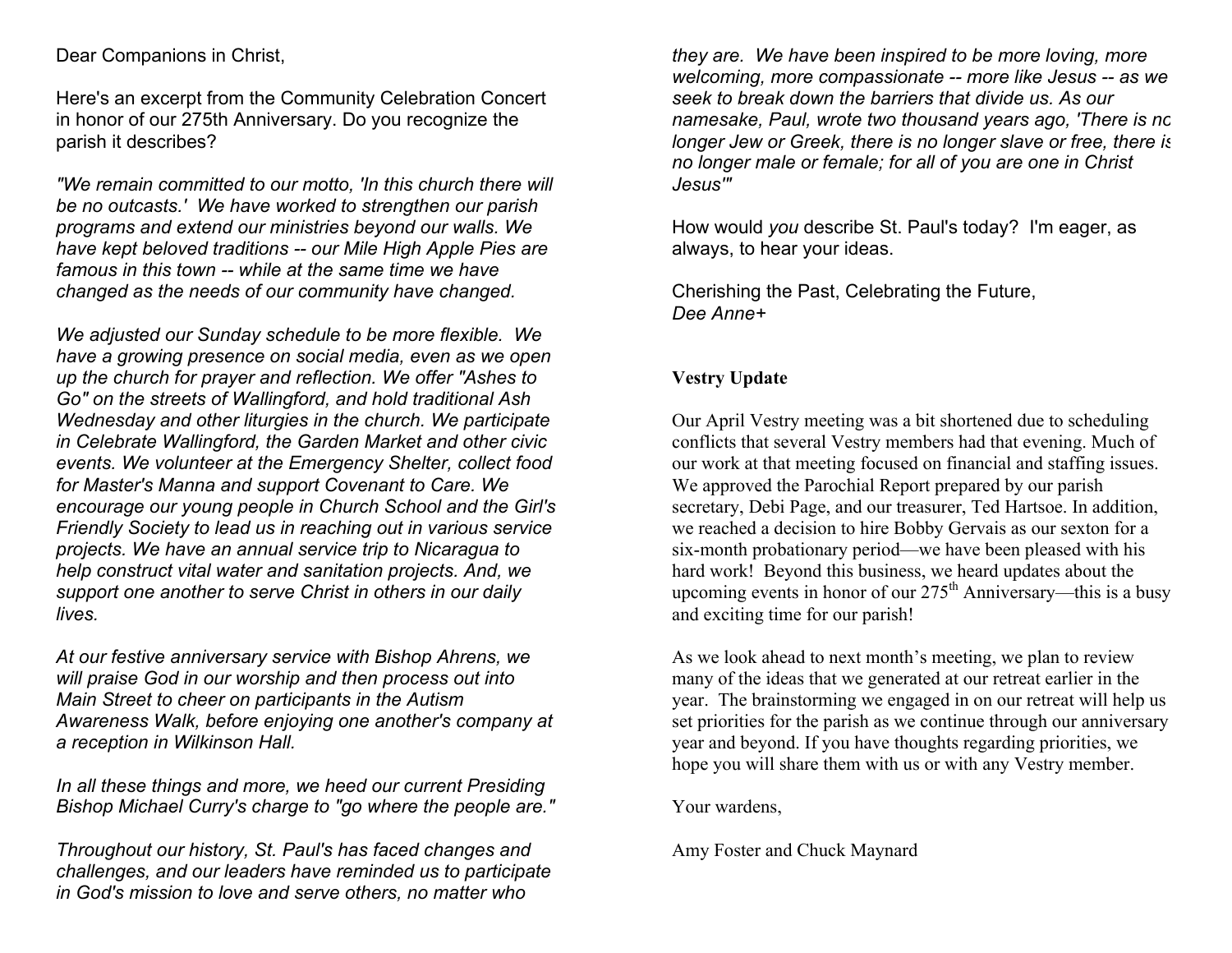Dear Companions in Christ,

Here's an excerpt from the Community Celebration Concert in honor of our 275th Anniversary. Do you recognize the parish it describes?

*"We remain committed to our motto, 'In this church there will be no outcasts.' We have worked to strengthen our parish programs and extend our ministries beyond our walls. We have kept beloved traditions -- our Mile High Apple Pies are famous in this town -- while at the same time we have changed as the needs of our community have changed.*

*We adjusted our Sunday schedule to be more flexible. We have a growing presence on social media, even as we open up the church for prayer and reflection. We offer "Ashes to Go" on the streets of Wallingford, and hold traditional Ash Wednesday and other liturgies in the church. We participate in Celebrate Wallingford, the Garden Market and other civic events. We volunteer at the Emergency Shelter, collect food for Master's Manna and support Covenant to Care. We encourage our young people in Church School and the Girl's Friendly Society to lead us in reaching out in various service projects. We have an annual service trip to Nicaragua to help construct vital water and sanitation projects. And, we support one another to serve Christ in others in our daily lives.*

*At our festive anniversary service with Bishop Ahrens, we will praise God in our worship and then process out into Main Street to cheer on participants in the Autism Awareness Walk, before enjoying one another's company at a reception in Wilkinson Hall.*

*In all these things and more, we heed our current Presiding Bishop Michael Curry's charge to "go where the people are."*

*Throughout our history, St. Paul's has faced changes and challenges, and our leaders have reminded us to participate in God's mission to love and serve others, no matter who they are. We have been inspired to be more loving, more welcoming, more compassionate -- more like Jesus -- as we seek to break down the barriers that divide us. As our namesake, Paul, wrote two thousand years ago, 'There is no longer Jew or Greek, there is no longer slave or free, there is no longer male or female; for all of you are one in Christ Jesus'"*

How would *you* describe St. Paul's today? I'm eager, as always, to hear your ideas.

Cherishing the Past, Celebrating the Future,
*Dee Anne+*

**Vestry Update**

Our April Vestry meeting was a bit shortened due to scheduling conflicts that several Vestry members had that evening. Much of our work at that meeting focused on financial and staffing issues. We approved the Parochial Report prepared by our parish secretary, Debi Page, and our treasurer, Ted Hartsoe. In addition, we reached a decision to hire Bobby Gervais as our sexton for a six-month probationary period—we have been pleased with his hard work! Beyond this business, we heard updates about the upcoming events in honor of our 275th Anniversary—this is a busy and exciting time for our parish!

As we look ahead to next month's meeting, we plan to review many of the ideas that we generated at our retreat earlier in the year. The brainstorming we engaged in on our retreat will help us set priorities for the parish as we continue through our anniversary year and beyond. If you have thoughts regarding priorities, we hope you will share them with us or with any Vestry member.

Your wardens,

Amy Foster and Chuck Maynard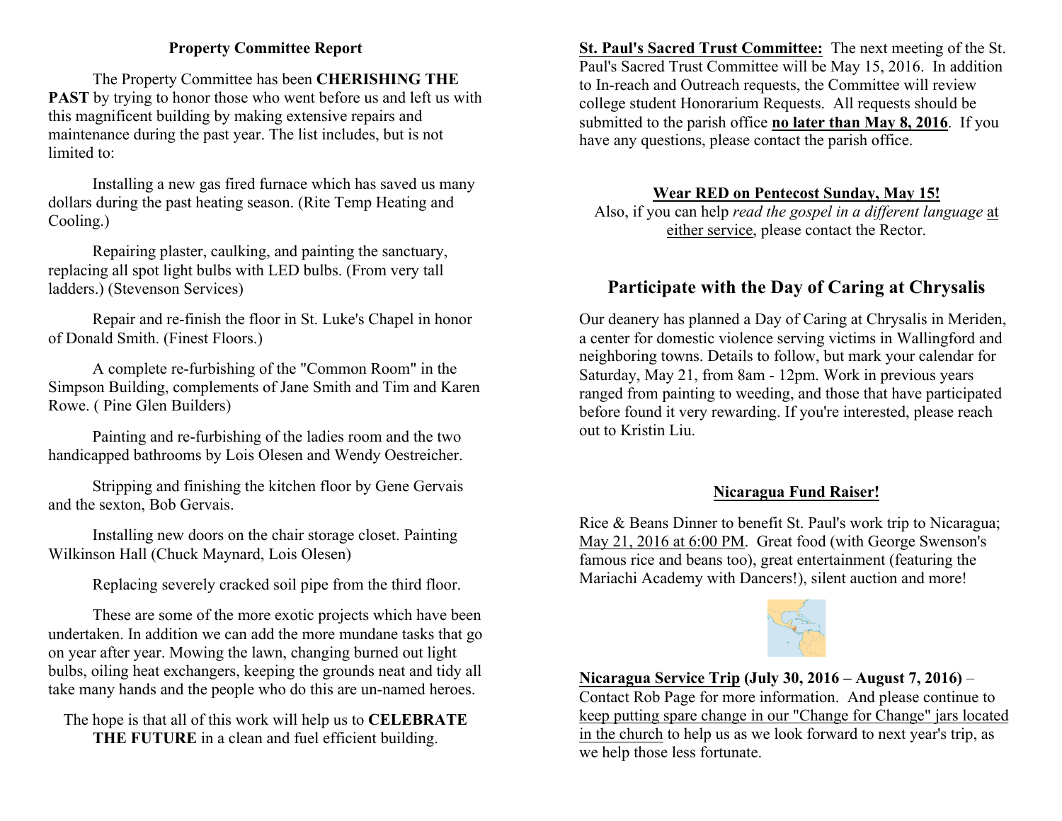## Property Committee Report

The Property Committee has been **CHERISHING THE PAST** by trying to honor those who went before us and left us with this magnificent building by making extensive repairs and maintenance during the past year. The list includes, but is not limited to:

Installing a new gas fired furnace which has saved us many dollars during the past heating season. (Rite Temp Heating and Cooling.)

Repairing plaster, caulking, and painting the sanctuary, replacing all spot light bulbs with LED bulbs. (From very tall ladders.) (Stevenson Services)

Repair and re-finish the floor in St. Luke's Chapel in honor of Donald Smith. (Finest Floors.)

A complete re-furbishing of the "Common Room" in the Simpson Building, complements of Jane Smith and Tim and Karen Rowe. ( Pine Glen Builders)

Painting and re-furbishing of the ladies room and the two handicapped bathrooms by Lois Olesen and Wendy Oestreicher.

Stripping and finishing the kitchen floor by Gene Gervais and the sexton, Bob Gervais.

Installing new doors on the chair storage closet. Painting Wilkinson Hall (Chuck Maynard, Lois Olesen)

Replacing severely cracked soil pipe from the third floor.

These are some of the more exotic projects which have been undertaken. In addition we can add the more mundane tasks that go on year after year. Mowing the lawn, changing burned out light bulbs, oiling heat exchangers, keeping the grounds neat and tidy all take many hands and the people who do this are un-named heroes.

The hope is that all of this work will help us to **CELEBRATE THE FUTURE** in a clean and fuel efficient building.

**St. Paul's Sacred Trust Committee:** The next meeting of the St. Paul's Sacred Trust Committee will be May 15, 2016. In addition to In-reach and Outreach requests, the Committee will review college student Honorarium Requests. All requests should be submitted to the parish office **no later than May 8, 2016**. If you have any questions, please contact the parish office.

**Wear RED on Pentecost Sunday, May 15!**

Also, if you can help *read the gospel in a different language* at either service, please contact the Rector.

## Participate with the Day of Caring at Chrysalis

Our deanery has planned a Day of Caring at Chrysalis in Meriden, a center for domestic violence serving victims in Wallingford and neighboring towns. Details to follow, but mark your calendar for Saturday, May 21, from 8am - 12pm. Work in previous years ranged from painting to weeding, and those that have participated before found it very rewarding. If you're interested, please reach out to Kristin Liu.

**Nicaragua Fund Raiser!**

Rice & Beans Dinner to benefit St. Paul's work trip to Nicaragua; May 21, 2016 at 6:00 PM. Great food (with George Swenson's famous rice and beans too), great entertainment (featuring the Mariachi Academy with Dancers!), silent auction and more!

**Nicaragua Service Trip (July 30, 2016 – August 7, 2016)** – Contact Rob Page for more information. And please continue to keep putting spare change in our "Change for Change" jars located in the church to help us as we look forward to next year's trip, as we help those less fortunate.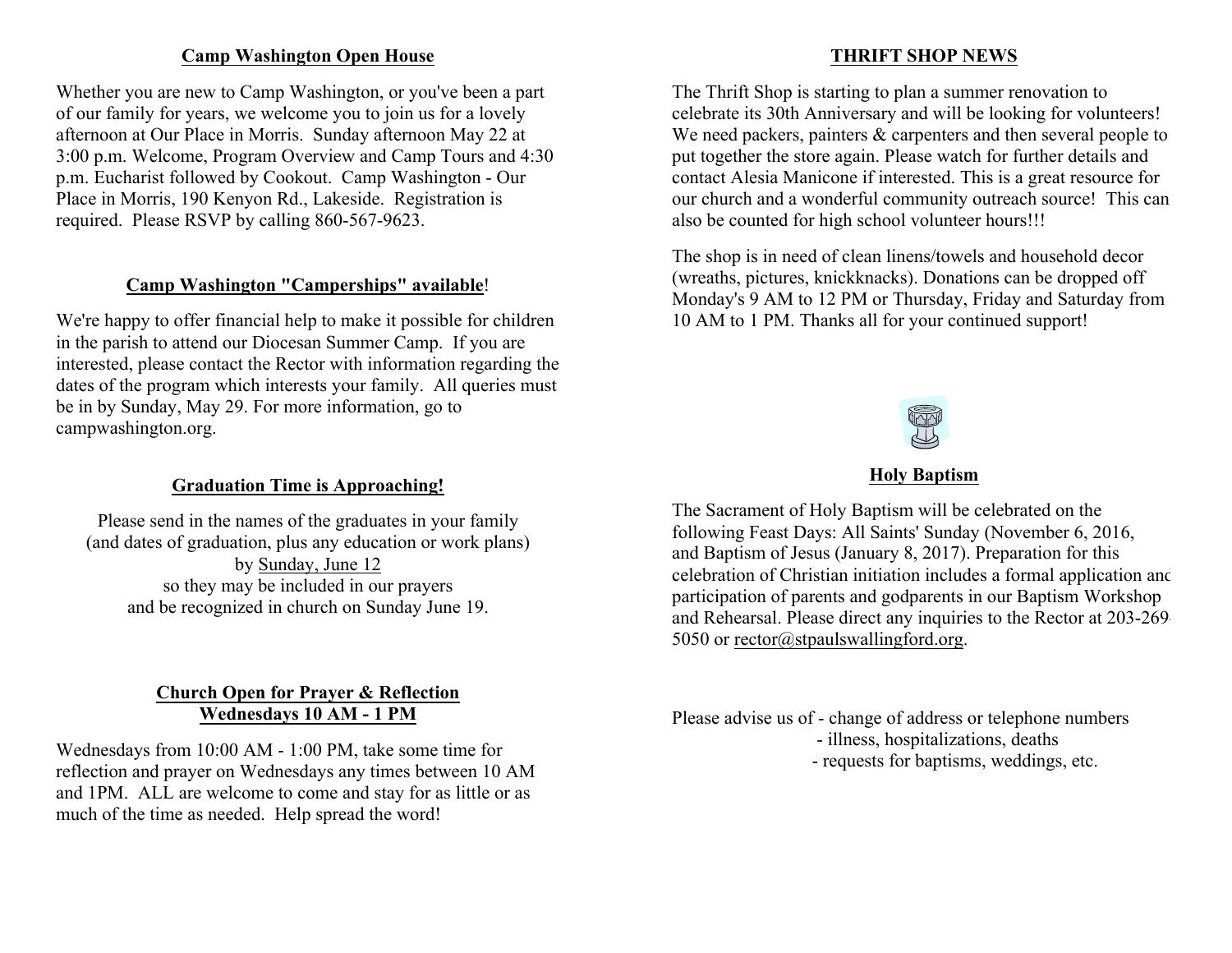## Camp Washington Open House

Whether you are new to Camp Washington, or you've been a part of our family for years, we welcome you to join us for a lovely afternoon at Our Place in Morris. Sunday afternoon May 22 at 3:00 p.m. Welcome, Program Overview and Camp Tours and 4:30 p.m. Eucharist followed by Cookout. Camp Washington - Our Place in Morris, 190 Kenyon Rd., Lakeside. Registration is required. Please RSVP by calling 860-567-9623.

## Camp Washington "Camperships" available!

We're happy to offer financial help to make it possible for children in the parish to attend our Diocesan Summer Camp. If you are interested, please contact the Rector with information regarding the dates of the program which interests your family. All queries must be in by Sunday, May 29. For more information, go to campwashington.org.

## Graduation Time is Approaching!

Please send in the names of the graduates in your family (and dates of graduation, plus any education or work plans) by Sunday, June 12 so they may be included in our prayers and be recognized in church on Sunday June 19.

## Church Open for Prayer & Reflection Wednesdays 10 AM - 1 PM

Wednesdays from 10:00 AM - 1:00 PM, take some time for reflection and prayer on Wednesdays any times between 10 AM and 1PM. ALL are welcome to come and stay for as little or as much of the time as needed. Help spread the word!

## THRIFT SHOP NEWS

The Thrift Shop is starting to plan a summer renovation to celebrate its 30th Anniversary and will be looking for volunteers! We need packers, painters & carpenters and then several people to put together the store again. Please watch for further details and contact Alesia Manicone if interested. This is a great resource for our church and a wonderful community outreach source! This can also be counted for high school volunteer hours!!!

The shop is in need of clean linens/towels and household decor (wreaths, pictures, knickknacks). Donations can be dropped off Monday's 9 AM to 12 PM or Thursday, Friday and Saturday from 10 AM to 1 PM. Thanks all for your continued support!

## Holy Baptism

The Sacrament of Holy Baptism will be celebrated on the following Feast Days: All Saints' Sunday (November 6, 2016, and Baptism of Jesus (January 8, 2017). Preparation for this celebration of Christian initiation includes a formal application and participation of parents and godparents in our Baptism Workshop and Rehearsal. Please direct any inquiries to the Rector at 203-269-5050 or rector@stpaulswallingford.org.

Please advise us of - change of address or telephone numbers
- illness, hospitalizations, deaths
- requests for baptisms, weddings, etc.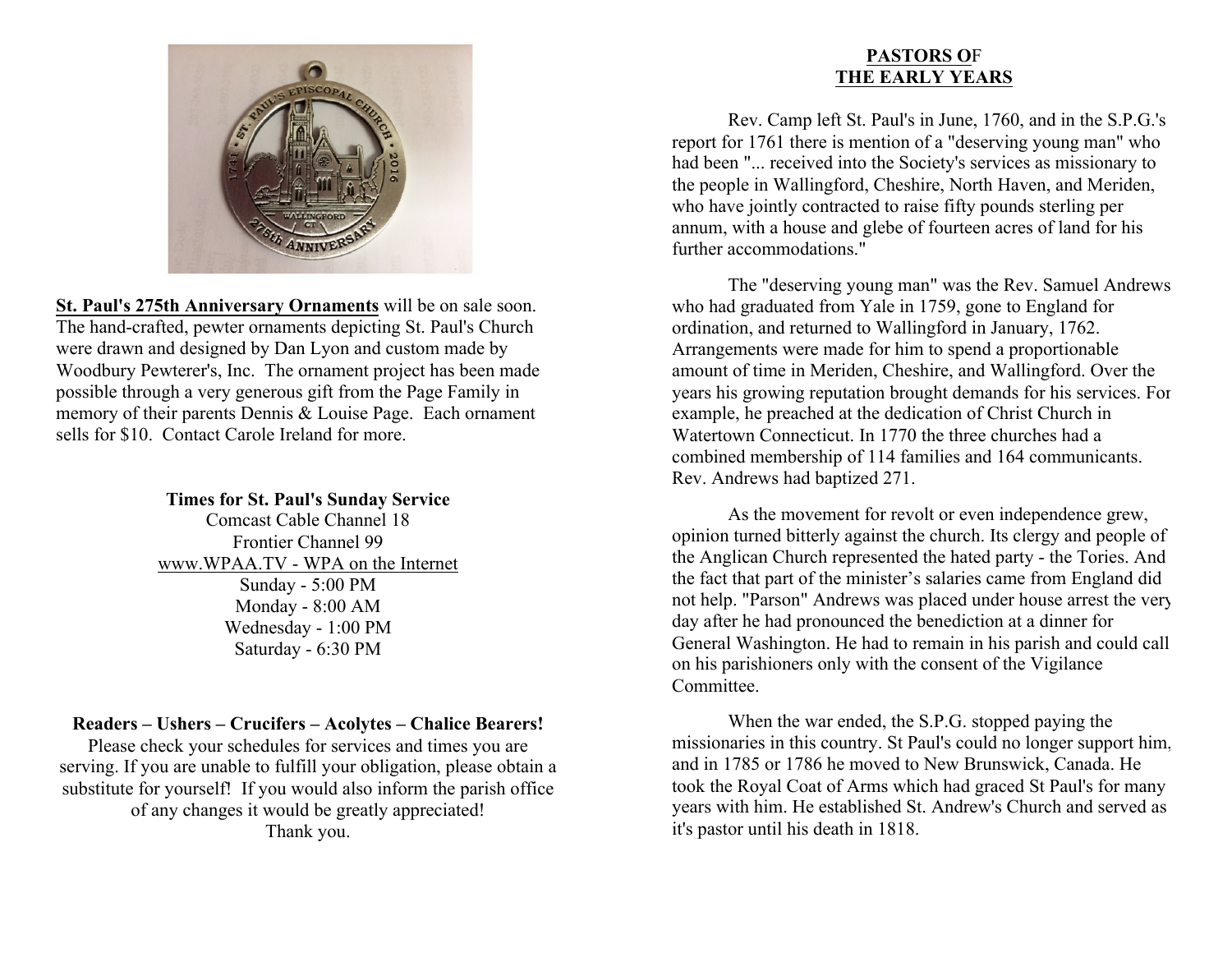**St. Paul's 275th Anniversary Ornaments** will be on sale soon. The hand-crafted, pewter ornaments depicting St. Paul's Church were drawn and designed by Dan Lyon and custom made by Woodbury Pewterer's, Inc. The ornament project has been made possible through a very generous gift from the Page Family in memory of their parents Dennis & Louise Page. Each ornament sells for $10. Contact Carole Ireland for more.

**Times for St. Paul's Sunday Service**

Comcast Cable Channel 18
Frontier Channel 99
www.WPAA.TV - WPA on the Internet
Sunday - 5:00 PM
Monday - 8:00 AM
Wednesday - 1:00 PM
Saturday - 6:30 PM

**Readers – Ushers – Crucifers – Acolytes – Chalice Bearers!**

Please check your schedules for services and times you are serving. If you are unable to fulfill your obligation, please obtain a substitute for yourself! If you would also inform the parish office of any changes it would be greatly appreciated!
Thank you.

## PASTORS OF THE EARLY YEARS

Rev. Camp left St. Paul's in June, 1760, and in the S.P.G.'s report for 1761 there is mention of a "deserving young man" who had been "... received into the Society's services as missionary to the people in Wallingford, Cheshire, North Haven, and Meriden, who have jointly contracted to raise fifty pounds sterling per annum, with a house and glebe of fourteen acres of land for his further accommodations."

The "deserving young man" was the Rev. Samuel Andrews who had graduated from Yale in 1759, gone to England for ordination, and returned to Wallingford in January, 1762. Arrangements were made for him to spend a proportionable amount of time in Meriden, Cheshire, and Wallingford. Over the years his growing reputation brought demands for his services. For example, he preached at the dedication of Christ Church in Watertown Connecticut. In 1770 the three churches had a combined membership of 114 families and 164 communicants. Rev. Andrews had baptized 271.

As the movement for revolt or even independence grew, opinion turned bitterly against the church. Its clergy and people of the Anglican Church represented the hated party - the Tories. And the fact that part of the minister's salaries came from England did not help. "Parson" Andrews was placed under house arrest the very day after he had pronounced the benediction at a dinner for General Washington. He had to remain in his parish and could call on his parishioners only with the consent of the Vigilance Committee.

When the war ended, the S.P.G. stopped paying the missionaries in this country. St Paul's could no longer support him, and in 1785 or 1786 he moved to New Brunswick, Canada. He took the Royal Coat of Arms which had graced St Paul's for many years with him. He established St. Andrew's Church and served as it's pastor until his death in 1818.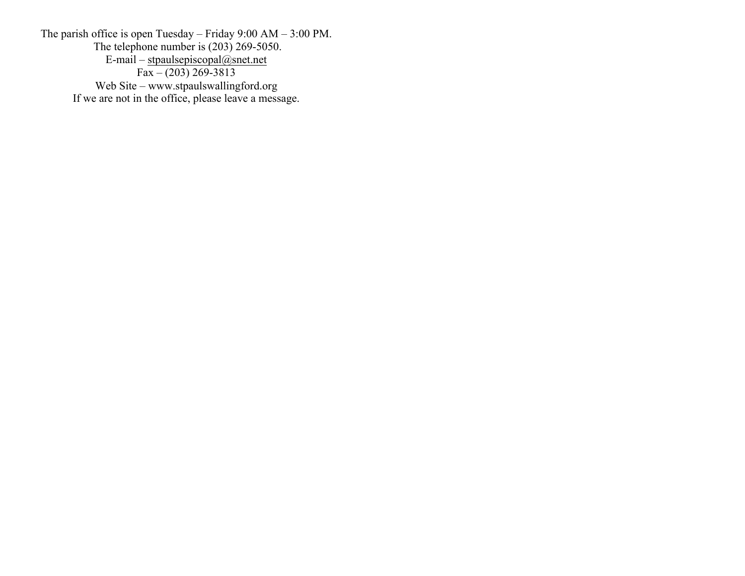The parish office is open Tuesday – Friday 9:00 AM – 3:00 PM.
The telephone number is (203) 269-5050.
E-mail – stpaulsepiscopal@snet.net
Fax – (203) 269-3813
Web Site – www.stpaulswallingford.org
If we are not in the office, please leave a message.